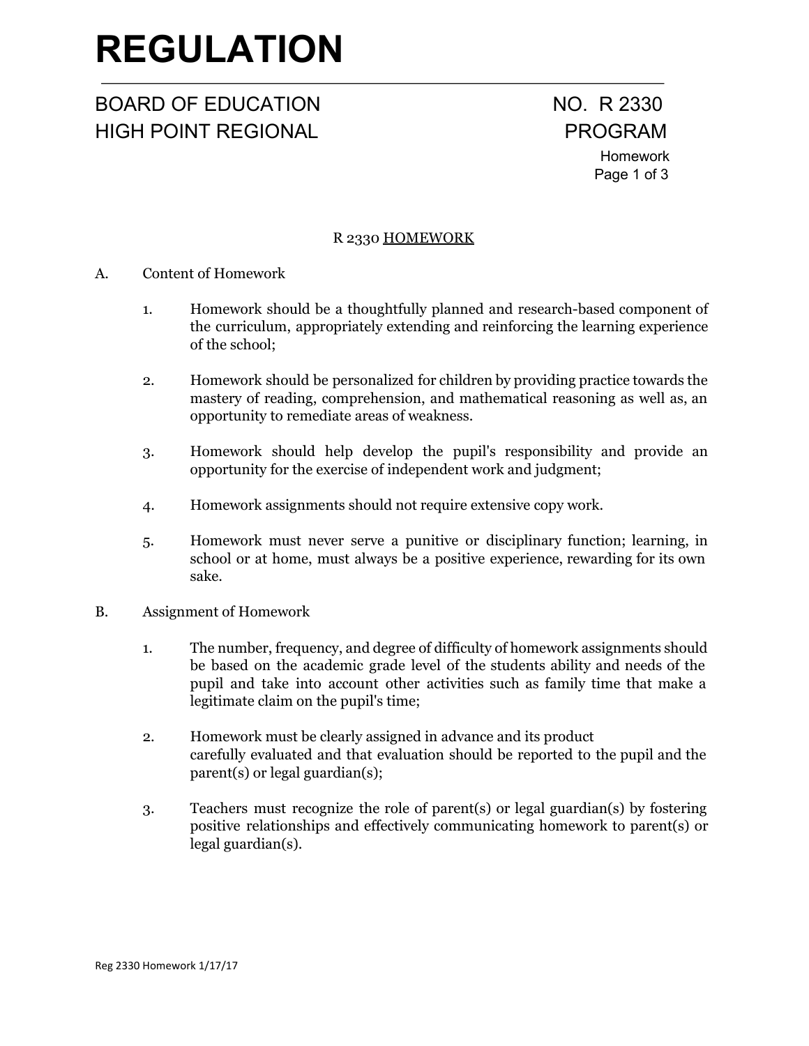# REGULATION

BOARD OF EDUCATION NO. R 2330
HIGH POINT REGIONAL PROGRAM

Homework

## R 2330 HOMEWORK

A. Content of Homework

1. Homework should be a thoughtfully planned and research-based component of the curriculum, appropriately extending and reinforcing the learning experience of the school;

2. Homework should be personalized for children by providing practice towards the mastery of reading, comprehension, and mathematical reasoning as well as, an opportunity to remediate areas of weakness.

3. Homework should help develop the pupil's responsibility and provide an opportunity for the exercise of independent work and judgment;

4. Homework assignments should not require extensive copy work.

5. Homework must never serve a punitive or disciplinary function; learning, in school or at home, must always be a positive experience, rewarding for its own sake.

B. Assignment of Homework

1. The number, frequency, and degree of difficulty of homework assignments should be based on the academic grade level of the students ability and needs of the pupil and take into account other activities such as family time that make a legitimate claim on the pupil's time;

2. Homework must be clearly assigned in advance and its product carefully evaluated and that evaluation should be reported to the pupil and the parent(s) or legal guardian(s);

3. Teachers must recognize the role of parent(s) or legal guardian(s) by fostering positive relationships and effectively communicating homework to parent(s) or legal guardian(s).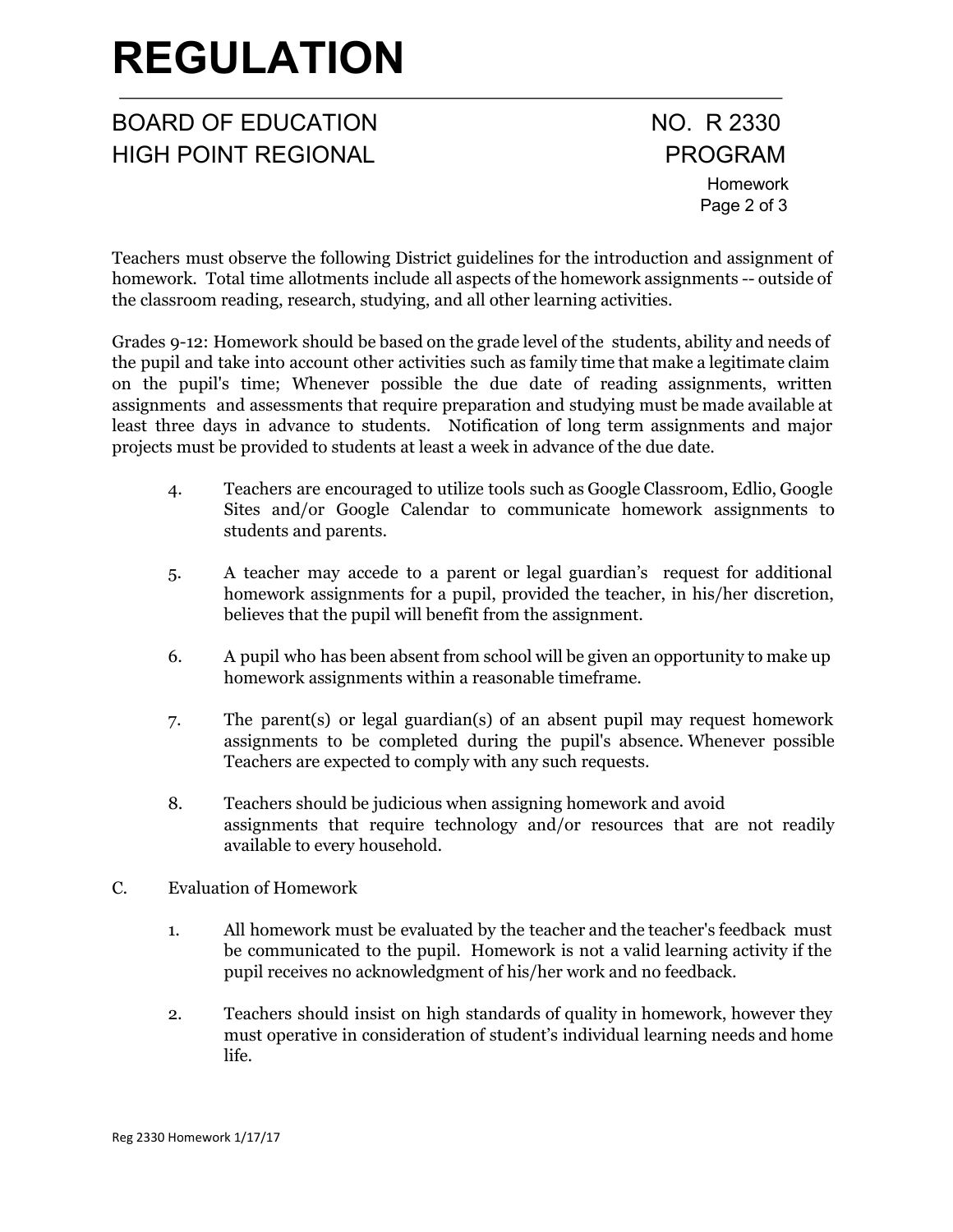Teachers must observe the following District guidelines for the introduction and assignment of homework. Total time allotments include all aspects of the homework assignments -- outside of the classroom reading, research, studying, and all other learning activities.

Grades 9-12: Homework should be based on the grade level of the students, ability and needs of the pupil and take into account other activities such as family time that make a legitimate claim on the pupil's time; Whenever possible the due date of reading assignments, written assignments and assessments that require preparation and studying must be made available at least three days in advance to students. Notification of long term assignments and major projects must be provided to students at least a week in advance of the due date.

4. Teachers are encouraged to utilize tools such as Google Classroom, Edlio, Google Sites and/or Google Calendar to communicate homework assignments to students and parents.

5. A teacher may accede to a parent or legal guardian's request for additional homework assignments for a pupil, provided the teacher, in his/her discretion, believes that the pupil will benefit from the assignment.

6. A pupil who has been absent from school will be given an opportunity to make up homework assignments within a reasonable timeframe.

7. The parent(s) or legal guardian(s) of an absent pupil may request homework assignments to be completed during the pupil's absence. Whenever possible Teachers are expected to comply with any such requests.

8. Teachers should be judicious when assigning homework and avoid assignments that require technology and/or resources that are not readily available to every household.

C. Evaluation of Homework

1. All homework must be evaluated by the teacher and the teacher's feedback must be communicated to the pupil. Homework is not a valid learning activity if the pupil receives no acknowledgment of his/her work and no feedback.

2. Teachers should insist on high standards of quality in homework, however they must operative in consideration of student's individual learning needs and home life.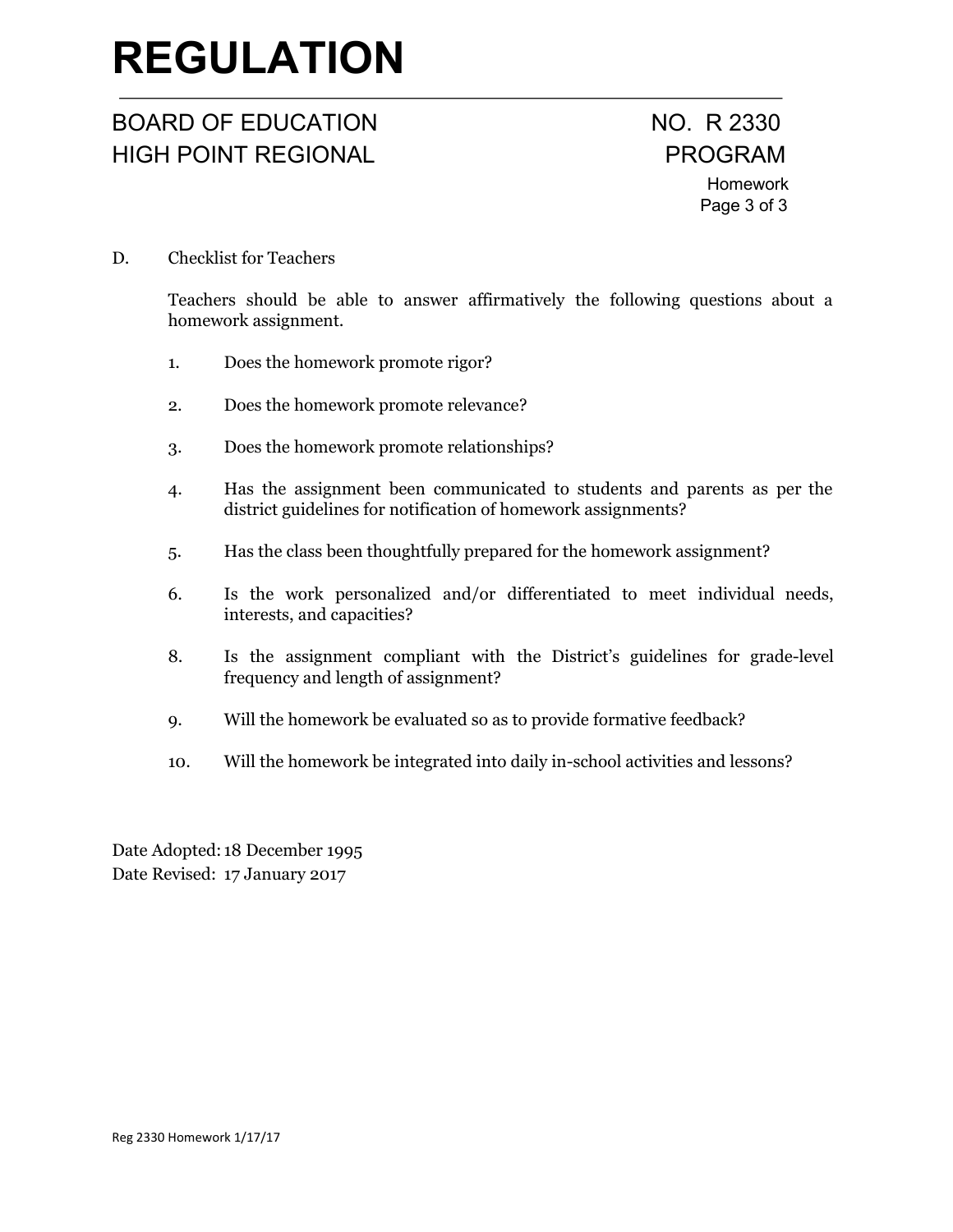D. Checklist for Teachers

Teachers should be able to answer affirmatively the following questions about a homework assignment.

1. Does the homework promote rigor?

2. Does the homework promote relevance?

3. Does the homework promote relationships?

4. Has the assignment been communicated to students and parents as per the district guidelines for notification of homework assignments?

5. Has the class been thoughtfully prepared for the homework assignment?

6. Is the work personalized and/or differentiated to meet individual needs, interests, and capacities?

8. Is the assignment compliant with the District's guidelines for grade-level frequency and length of assignment?

9. Will the homework be evaluated so as to provide formative feedback?

10. Will the homework be integrated into daily in-school activities and lessons?

Date Adopted: 18 December 1995
Date Revised: 17 January 2017